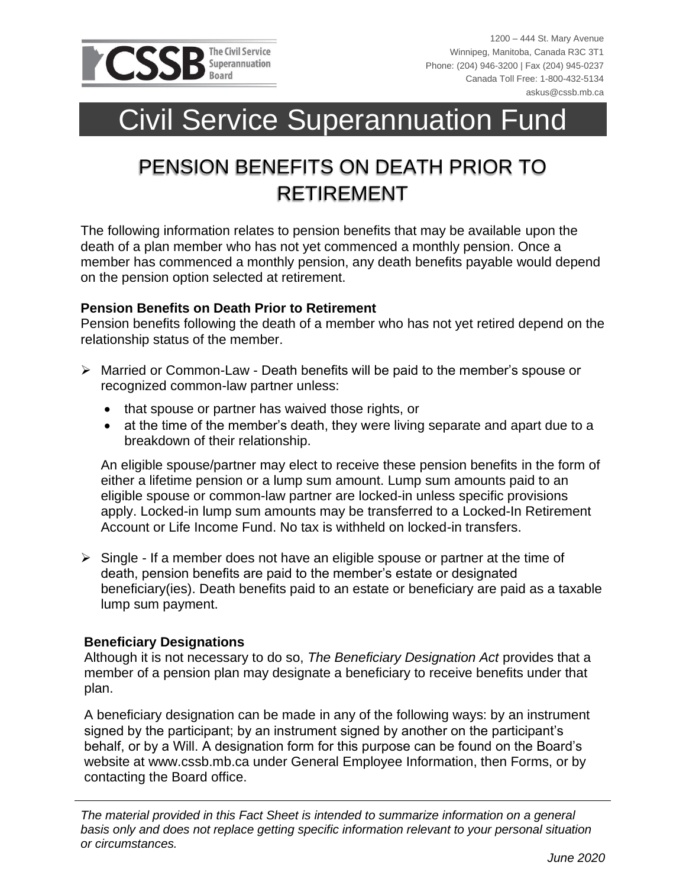CSSB The Civil Service Superannuation Board

1200 – 444 St. Mary Avenue
Winnipeg, Manitoba, Canada R3C 3T1
Phone: (204) 946-3200 | Fax (204) 945-0237
Canada Toll Free: 1-800-432-5134
askus@cssb.mb.ca

# Civil Service Superannuation Fund

## PENSION BENEFITS ON DEATH PRIOR TO RETIREMENT

The following information relates to pension benefits that may be available upon the death of a plan member who has not yet commenced a monthly pension. Once a member has commenced a monthly pension, any death benefits payable would depend on the pension option selected at retirement.

**Pension Benefits on Death Prior to Retirement**

Pension benefits following the death of a member who has not yet retired depend on the relationship status of the member.

- Married or Common-Law - Death benefits will be paid to the member's spouse or recognized common-law partner unless:
  - that spouse or partner has waived those rights, or
  - at the time of the member's death, they were living separate and apart due to a breakdown of their relationship.

  An eligible spouse/partner may elect to receive these pension benefits in the form of either a lifetime pension or a lump sum amount. Lump sum amounts paid to an eligible spouse or common-law partner are locked-in unless specific provisions apply. Locked-in lump sum amounts may be transferred to a Locked-In Retirement Account or Life Income Fund. No tax is withheld on locked-in transfers.

- Single - If a member does not have an eligible spouse or partner at the time of death, pension benefits are paid to the member's estate or designated beneficiary(ies). Death benefits paid to an estate or beneficiary are paid as a taxable lump sum payment.

**Beneficiary Designations**

Although it is not necessary to do so, *The Beneficiary Designation Act* provides that a member of a pension plan may designate a beneficiary to receive benefits under that plan.

A beneficiary designation can be made in any of the following ways: by an instrument signed by the participant; by an instrument signed by another on the participant's behalf, or by a Will. A designation form for this purpose can be found on the Board's website at www.cssb.mb.ca under General Employee Information, then Forms, or by contacting the Board office.

*The material provided in this Fact Sheet is intended to summarize information on a general basis only and does not replace getting specific information relevant to your personal situation or circumstances.*

*June 2020*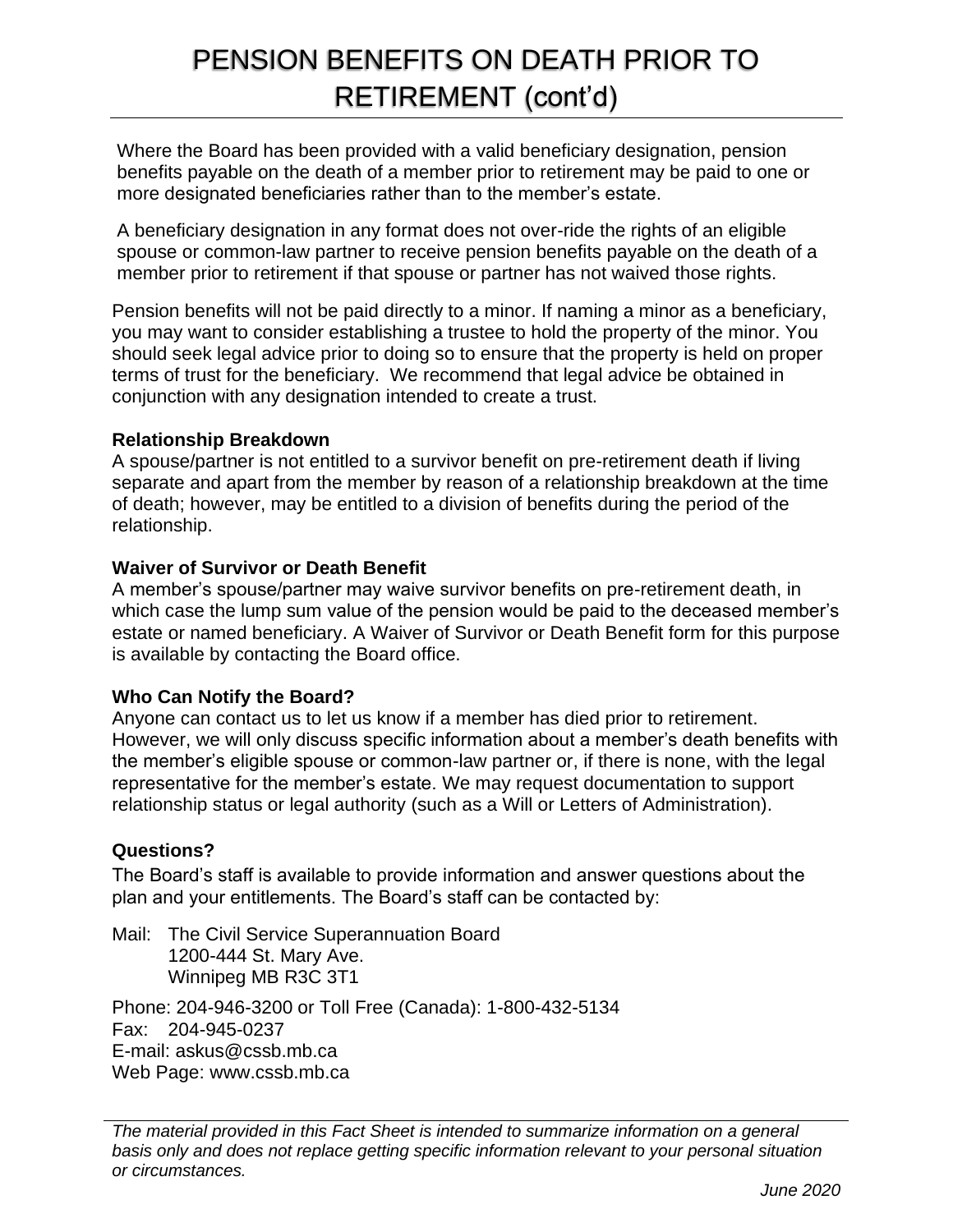# PENSION BENEFITS ON DEATH PRIOR TO RETIREMENT (cont'd)

Where the Board has been provided with a valid beneficiary designation, pension benefits payable on the death of a member prior to retirement may be paid to one or more designated beneficiaries rather than to the member's estate.

A beneficiary designation in any format does not over-ride the rights of an eligible spouse or common-law partner to receive pension benefits payable on the death of a member prior to retirement if that spouse or partner has not waived those rights.

Pension benefits will not be paid directly to a minor. If naming a minor as a beneficiary, you may want to consider establishing a trustee to hold the property of the minor. You should seek legal advice prior to doing so to ensure that the property is held on proper terms of trust for the beneficiary. We recommend that legal advice be obtained in conjunction with any designation intended to create a trust.

**Relationship Breakdown**

A spouse/partner is not entitled to a survivor benefit on pre-retirement death if living separate and apart from the member by reason of a relationship breakdown at the time of death; however, may be entitled to a division of benefits during the period of the relationship.

**Waiver of Survivor or Death Benefit**

A member's spouse/partner may waive survivor benefits on pre-retirement death, in which case the lump sum value of the pension would be paid to the deceased member's estate or named beneficiary. A Waiver of Survivor or Death Benefit form for this purpose is available by contacting the Board office.

**Who Can Notify the Board?**

Anyone can contact us to let us know if a member has died prior to retirement. However, we will only discuss specific information about a member's death benefits with the member's eligible spouse or common-law partner or, if there is none, with the legal representative for the member's estate. We may request documentation to support relationship status or legal authority (such as a Will or Letters of Administration).

**Questions?**

The Board's staff is available to provide information and answer questions about the plan and your entitlements. The Board's staff can be contacted by:

Mail: The Civil Service Superannuation Board
1200-444 St. Mary Ave.
Winnipeg MB R3C 3T1

Phone: 204-946-3200 or Toll Free (Canada): 1-800-432-5134
Fax: 204-945-0237
E-mail: askus@cssb.mb.ca
Web Page: www.cssb.mb.ca

*The material provided in this Fact Sheet is intended to summarize information on a general basis only and does not replace getting specific information relevant to your personal situation or circumstances.*

*June 2020*